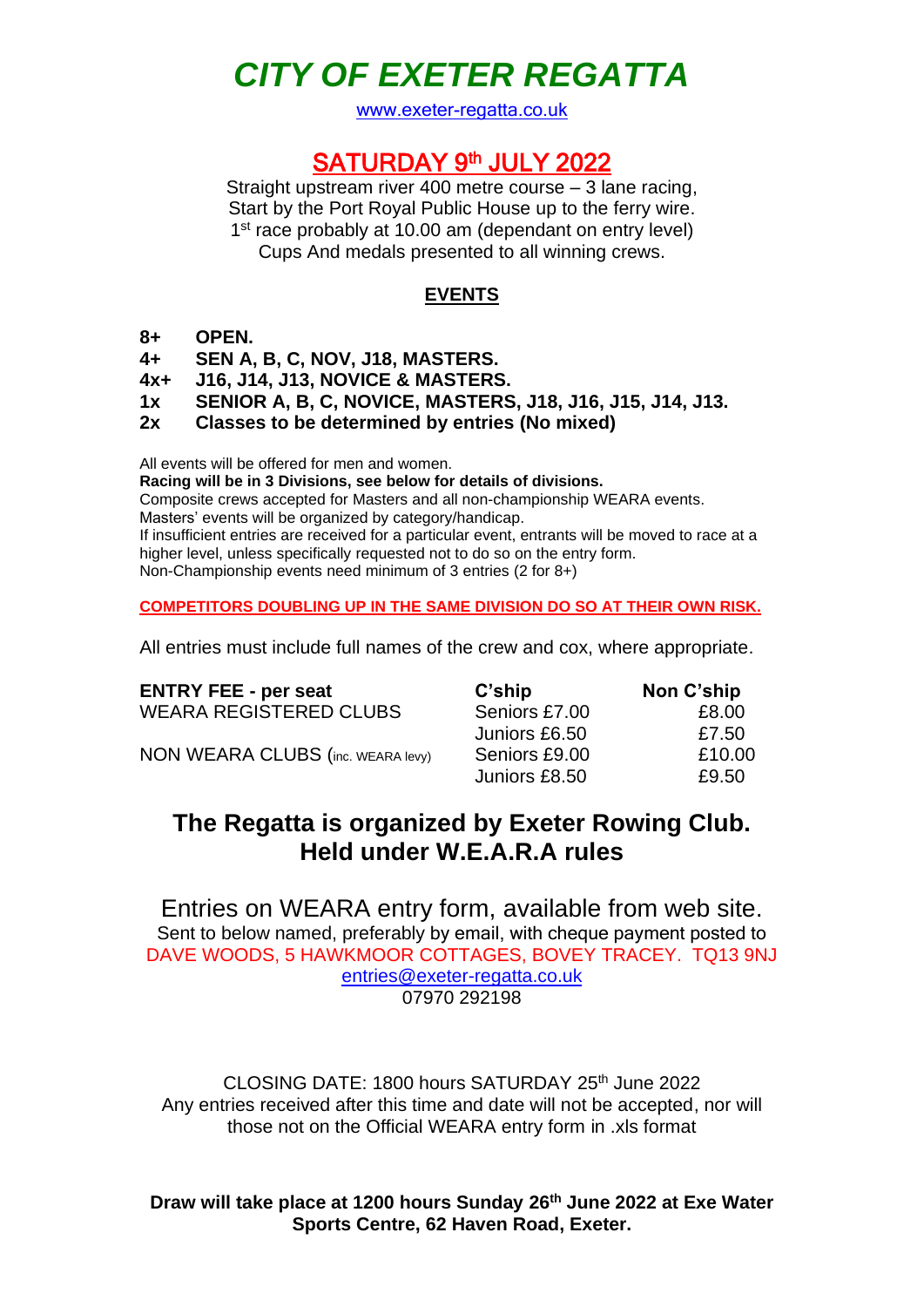# *CITY OF EXETER REGATTA*

www.exeter-regatta.co.uk

## SATURDAY 9th JULY 2022

Straight upstream river 400 metre course – 3 lane racing,
Start by the Port Royal Public House up to the ferry wire.
1st race probably at 10.00 am (dependant on entry level)
Cups And medals presented to all winning crews.

### EVENTS

- **8+ OPEN.**
- **4+ SEN A, B, C, NOV, J18, MASTERS.**
- **4x+ J16, J14, J13, NOVICE & MASTERS.**
- **1x SENIOR A, B, C, NOVICE, MASTERS, J18, J16, J15, J14, J13.**
- **2x Classes to be determined by entries (No mixed)**

All events will be offered for men and women.
**Racing will be in 3 Divisions, see below for details of divisions.**
Composite crews accepted for Masters and all non-championship WEARA events.
Masters' events will be organized by category/handicap.
If insufficient entries are received for a particular event, entrants will be moved to race at a higher level, unless specifically requested not to do so on the entry form.
Non-Championship events need minimum of 3 entries (2 for 8+)

**COMPETITORS DOUBLING UP IN THE SAME DIVISION DO SO AT THEIR OWN RISK.**

All entries must include full names of the crew and cox, where appropriate.

| **ENTRY FEE - per seat** | **C'ship** | **Non C'ship** |
|---|---|---|
| WEARA REGISTERED CLUBS | Seniors £7.00 | £8.00 |
| | Juniors £6.50 | £7.50 |
| NON WEARA CLUBS (inc. WEARA levy) | Seniors £9.00 | £10.00 |
| | Juniors £8.50 | £9.50 |

## The Regatta is organized by Exeter Rowing Club. Held under W.E.A.R.A rules

Entries on WEARA entry form, available from web site.
Sent to below named, preferably by email, with cheque payment posted to
DAVE WOODS, 5 HAWKMOOR COTTAGES, BOVEY TRACEY. TQ13 9NJ
entries@exeter-regatta.co.uk
07970 292198

CLOSING DATE: 1800 hours SATURDAY 25th June 2022
Any entries received after this time and date will not be accepted, nor will those not on the Official WEARA entry form in .xls format

**Draw will take place at 1200 hours Sunday 26th June 2022 at Exe Water Sports Centre, 62 Haven Road, Exeter.**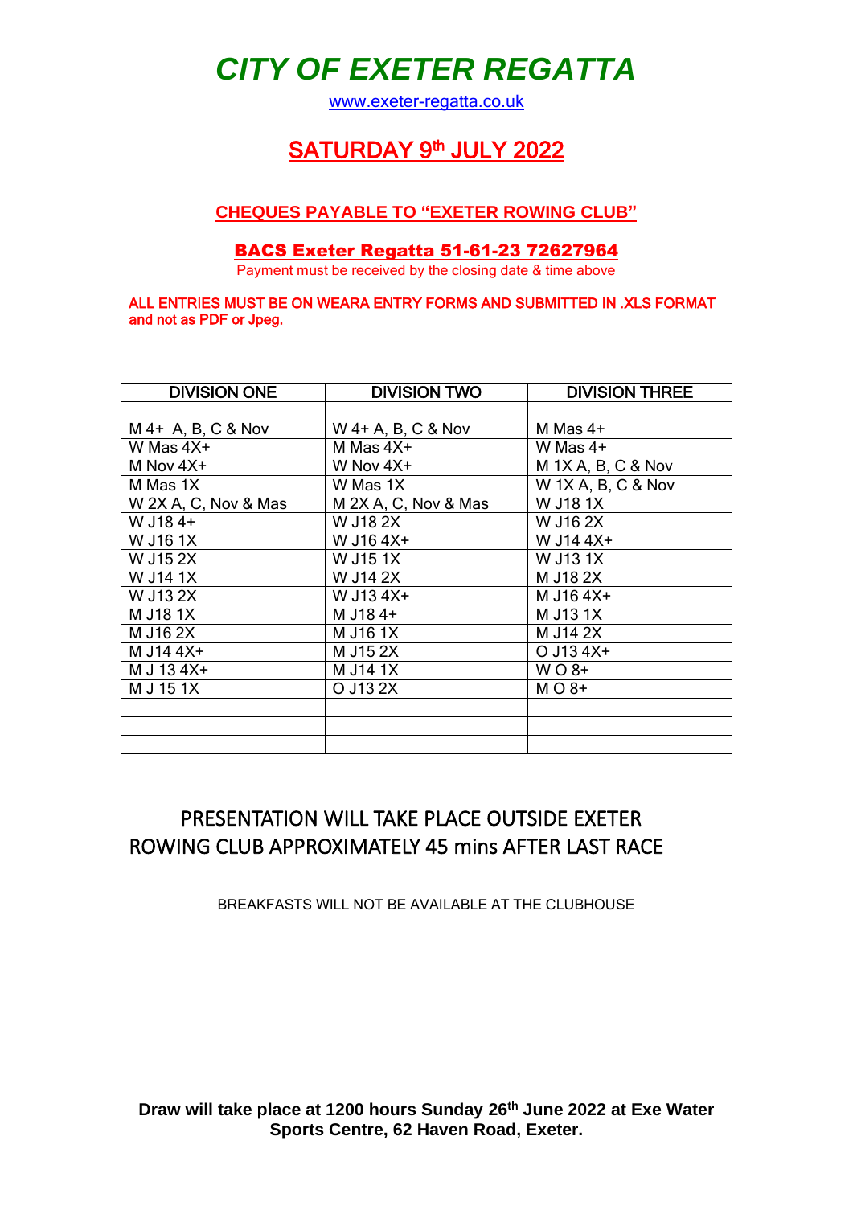# *CITY OF EXETER REGATTA*

www.exeter-regatta.co.uk

## SATURDAY 9th JULY 2022

**CHEQUES PAYABLE TO "EXETER ROWING CLUB"**

**BACS Exeter Regatta 51-61-23 72627964**

Payment must be received by the closing date & time above

ALL ENTRIES MUST BE ON WEARA ENTRY FORMS AND SUBMITTED IN .XLS FORMAT and not as PDF or Jpeg.

| DIVISION ONE | DIVISION TWO | DIVISION THREE |
|---|---|---|
| | | |
| M 4+ A, B, C & Nov | W 4+ A, B, C & Nov | M Mas 4+ |
| W Mas 4X+ | M Mas 4X+ | W Mas 4+ |
| M Nov 4X+ | W Nov 4X+ | M 1X A, B, C & Nov |
| M Mas 1X | W Mas 1X | W 1X A, B, C & Nov |
| W 2X A, C, Nov & Mas | M 2X A, C, Nov & Mas | W J18 1X |
| W J18 4+ | W J18 2X | W J16 2X |
| W J16 1X | W J16 4X+ | W J14 4X+ |
| W J15 2X | W J15 1X | W J13 1X |
| W J14 1X | W J14 2X | M J18 2X |
| W J13 2X | W J13 4X+ | M J16 4X+ |
| M J18 1X | M J18 4+ | M J13 1X |
| M J16 2X | M J16 1X | M J14 2X |
| M J14 4X+ | M J15 2X | O J13 4X+ |
| M J 13 4X+ | M J14 1X | W O 8+ |
| M J 15 1X | O J13 2X | M O 8+ |
| | | |
| | | |
| | | |

PRESENTATION WILL TAKE PLACE OUTSIDE EXETER ROWING CLUB APPROXIMATELY 45 mins AFTER LAST RACE

BREAKFASTS WILL NOT BE AVAILABLE AT THE CLUBHOUSE

**Draw will take place at 1200 hours Sunday 26th June 2022 at Exe Water Sports Centre, 62 Haven Road, Exeter.**